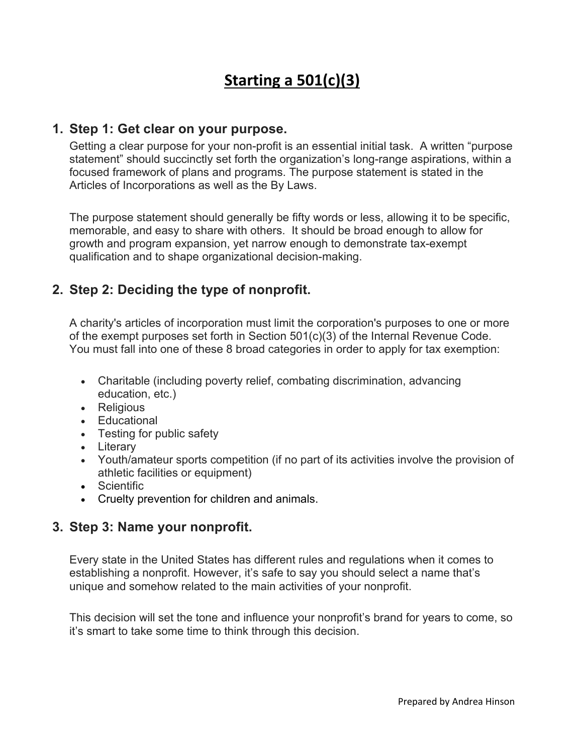# Starting a 501(c)(3)

1. **Step 1: Get clear on your purpose.**

   Getting a clear purpose for your non-profit is an essential initial task. A written "purpose statement" should succinctly set forth the organization's long-range aspirations, within a focused framework of plans and programs. The purpose statement is stated in the Articles of Incorporations as well as the By Laws.

   The purpose statement should generally be fifty words or less, allowing it to be specific, memorable, and easy to share with others. It should be broad enough to allow for growth and program expansion, yet narrow enough to demonstrate tax-exempt qualification and to shape organizational decision-making.

2. **Step 2: Deciding the type of nonprofit.**

   A charity's articles of incorporation must limit the corporation's purposes to one or more of the exempt purposes set forth in Section 501(c)(3) of the Internal Revenue Code. You must fall into one of these 8 broad categories in order to apply for tax exemption:

   - Charitable (including poverty relief, combating discrimination, advancing education, etc.)
   - Religious
   - Educational
   - Testing for public safety
   - Literary
   - Youth/amateur sports competition (if no part of its activities involve the provision of athletic facilities or equipment)
   - Scientific
   - Cruelty prevention for children and animals.

3. **Step 3: Name your nonprofit.**

   Every state in the United States has different rules and regulations when it comes to establishing a nonprofit. However, it's safe to say you should select a name that's unique and somehow related to the main activities of your nonprofit.

   This decision will set the tone and influence your nonprofit's brand for years to come, so it's smart to take some time to think through this decision.

Prepared by Andrea Hinson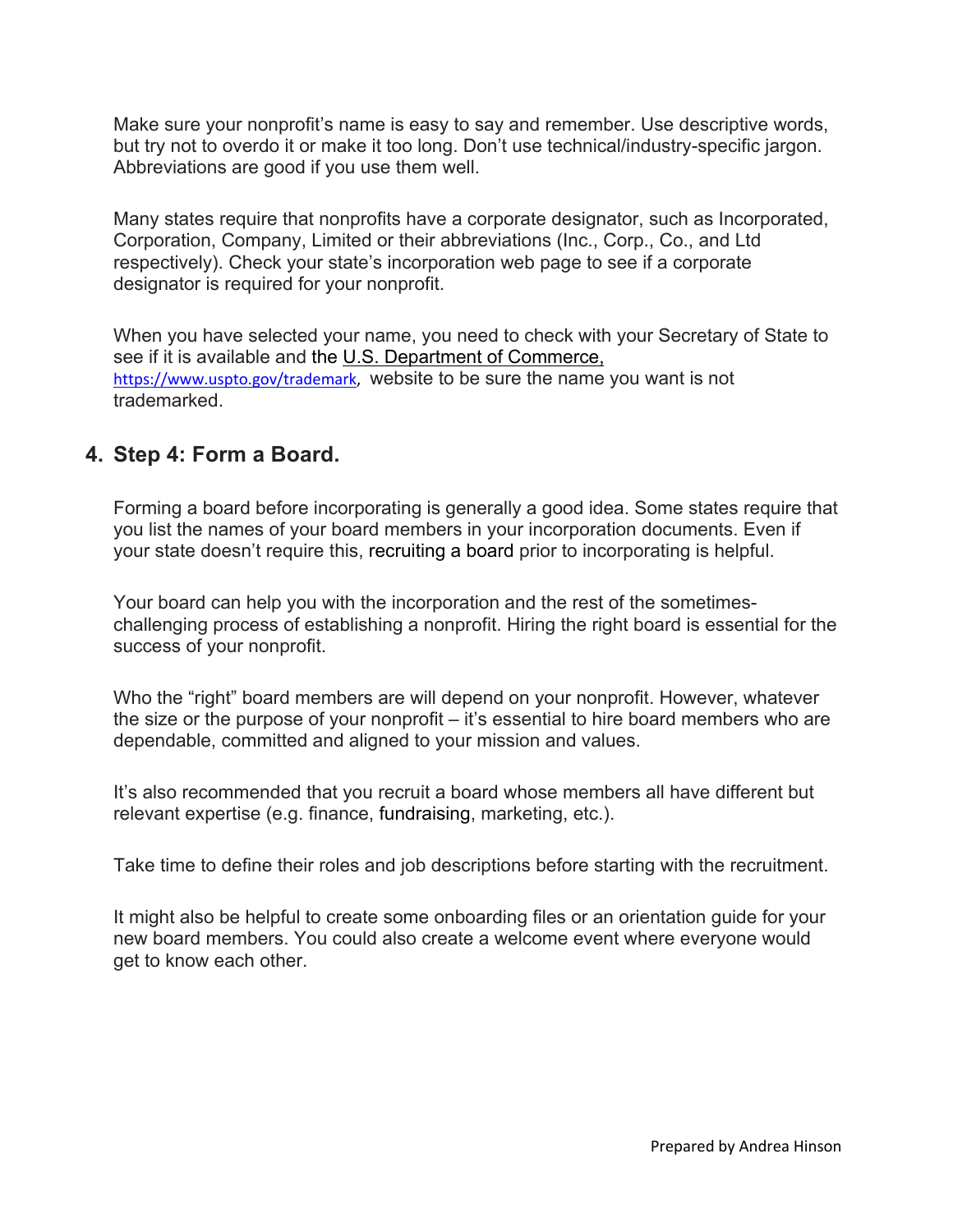Make sure your nonprofit's name is easy to say and remember. Use descriptive words, but try not to overdo it or make it too long. Don't use technical/industry-specific jargon. Abbreviations are good if you use them well.

Many states require that nonprofits have a corporate designator, such as Incorporated, Corporation, Company, Limited or their abbreviations (Inc., Corp., Co., and Ltd respectively). Check your state's incorporation web page to see if a corporate designator is required for your nonprofit.

When you have selected your name, you need to check with your Secretary of State to see if it is available and the U.S. Department of Commerce, https://www.uspto.gov/trademark, website to be sure the name you want is not trademarked.

## 4. Step 4: Form a Board.

Forming a board before incorporating is generally a good idea. Some states require that you list the names of your board members in your incorporation documents. Even if your state doesn't require this, recruiting a board prior to incorporating is helpful.

Your board can help you with the incorporation and the rest of the sometimes-challenging process of establishing a nonprofit. Hiring the right board is essential for the success of your nonprofit.

Who the "right" board members are will depend on your nonprofit. However, whatever the size or the purpose of your nonprofit – it's essential to hire board members who are dependable, committed and aligned to your mission and values.

It's also recommended that you recruit a board whose members all have different but relevant expertise (e.g. finance, fundraising, marketing, etc.).

Take time to define their roles and job descriptions before starting with the recruitment.

It might also be helpful to create some onboarding files or an orientation guide for your new board members. You could also create a welcome event where everyone would get to know each other.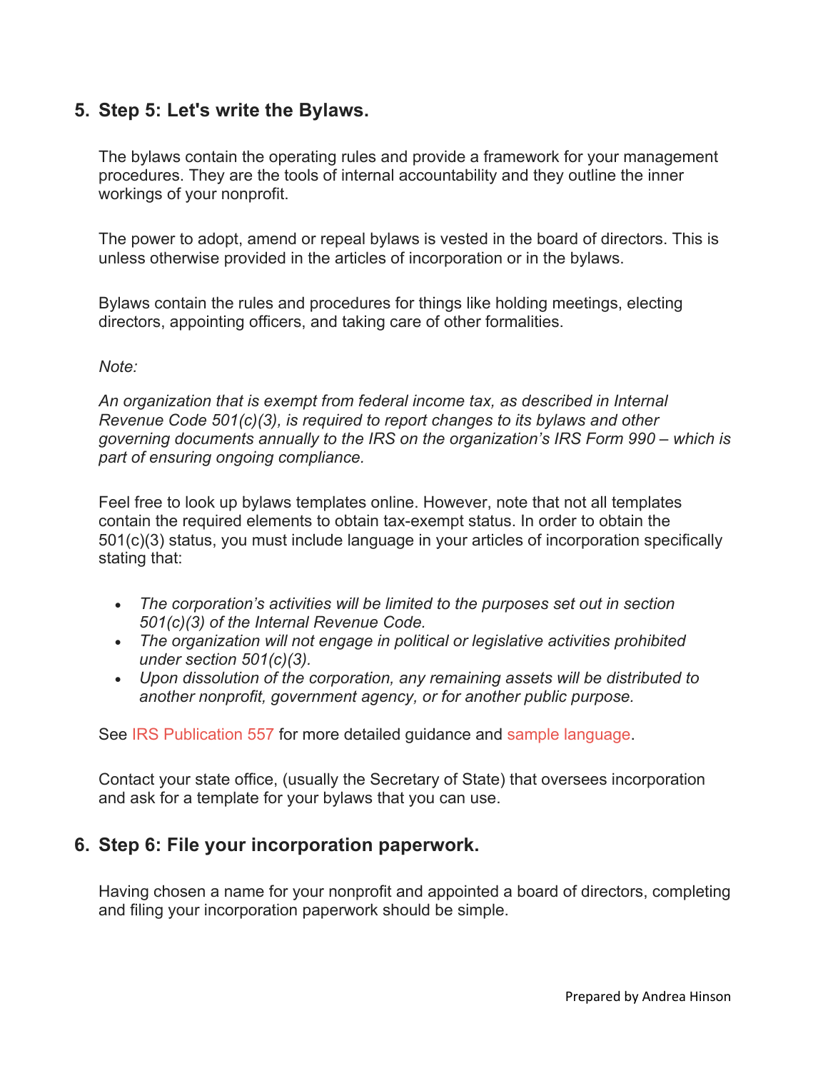## 5. Step 5: Let's write the Bylaws.

The bylaws contain the operating rules and provide a framework for your management procedures. They are the tools of internal accountability and they outline the inner workings of your nonprofit.

The power to adopt, amend or repeal bylaws is vested in the board of directors. This is unless otherwise provided in the articles of incorporation or in the bylaws.

Bylaws contain the rules and procedures for things like holding meetings, electing directors, appointing officers, and taking care of other formalities.

*Note:*

*An organization that is exempt from federal income tax, as described in Internal Revenue Code 501(c)(3), is required to report changes to its bylaws and other governing documents annually to the IRS on the organization's IRS Form 990 – which is part of ensuring ongoing compliance.*

Feel free to look up bylaws templates online. However, note that not all templates contain the required elements to obtain tax-exempt status. In order to obtain the 501(c)(3) status, you must include language in your articles of incorporation specifically stating that:

- *The corporation's activities will be limited to the purposes set out in section 501(c)(3) of the Internal Revenue Code.*
- *The organization will not engage in political or legislative activities prohibited under section 501(c)(3).*
- *Upon dissolution of the corporation, any remaining assets will be distributed to another nonprofit, government agency, or for another public purpose.*

See IRS Publication 557 for more detailed guidance and sample language.

Contact your state office, (usually the Secretary of State) that oversees incorporation and ask for a template for your bylaws that you can use.

## 6. Step 6: File your incorporation paperwork.

Having chosen a name for your nonprofit and appointed a board of directors, completing and filing your incorporation paperwork should be simple.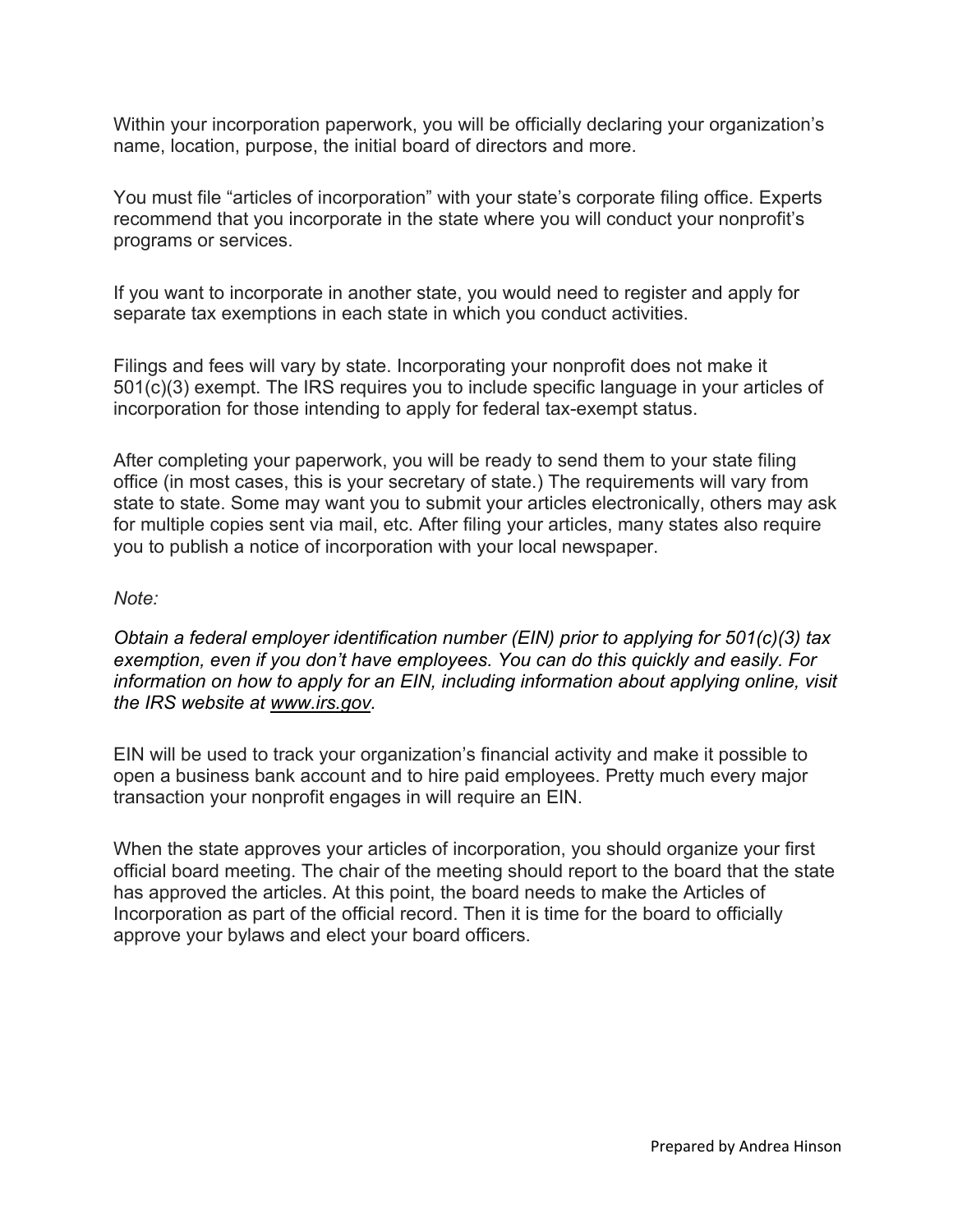Within your incorporation paperwork, you will be officially declaring your organization's name, location, purpose, the initial board of directors and more.

You must file "articles of incorporation" with your state's corporate filing office. Experts recommend that you incorporate in the state where you will conduct your nonprofit's programs or services.

If you want to incorporate in another state, you would need to register and apply for separate tax exemptions in each state in which you conduct activities.

Filings and fees will vary by state. Incorporating your nonprofit does not make it 501(c)(3) exempt. The IRS requires you to include specific language in your articles of incorporation for those intending to apply for federal tax-exempt status.

After completing your paperwork, you will be ready to send them to your state filing office (in most cases, this is your secretary of state.) The requirements will vary from state to state. Some may want you to submit your articles electronically, others may ask for multiple copies sent via mail, etc. After filing your articles, many states also require you to publish a notice of incorporation with your local newspaper.

*Note:*

*Obtain a federal employer identification number (EIN) prior to applying for 501(c)(3) tax exemption, even if you don't have employees. You can do this quickly and easily. For information on how to apply for an EIN, including information about applying online, visit the IRS website at [www.irs.gov](http://www.irs.gov).*

EIN will be used to track your organization's financial activity and make it possible to open a business bank account and to hire paid employees. Pretty much every major transaction your nonprofit engages in will require an EIN.

When the state approves your articles of incorporation, you should organize your first official board meeting. The chair of the meeting should report to the board that the state has approved the articles. At this point, the board needs to make the Articles of Incorporation as part of the official record. Then it is time for the board to officially approve your bylaws and elect your board officers.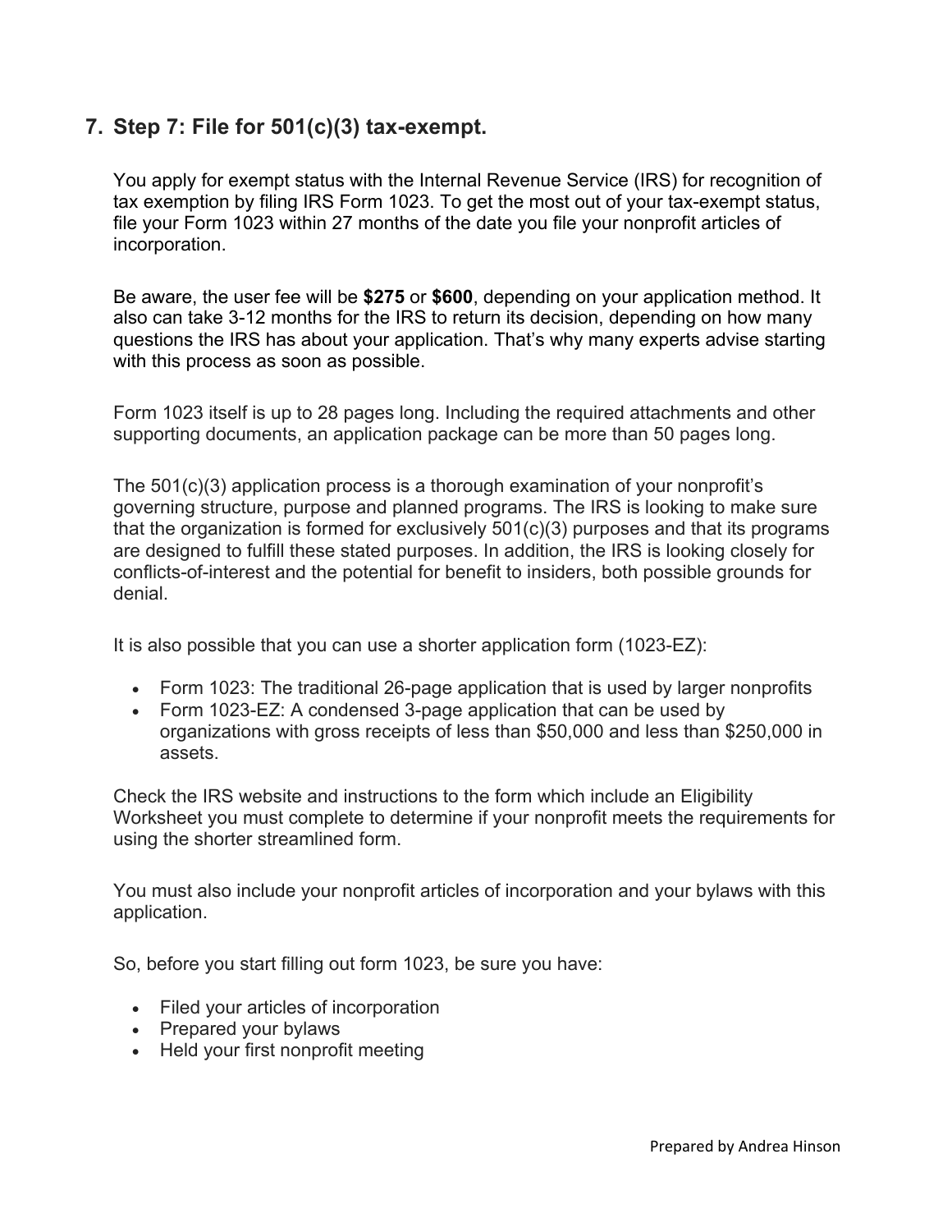## 7. Step 7: File for 501(c)(3) tax-exempt.

You apply for exempt status with the Internal Revenue Service (IRS) for recognition of tax exemption by filing IRS Form 1023. To get the most out of your tax-exempt status, file your Form 1023 within 27 months of the date you file your nonprofit articles of incorporation.

Be aware, the user fee will be **$275** or **$600**, depending on your application method. It also can take 3-12 months for the IRS to return its decision, depending on how many questions the IRS has about your application. That's why many experts advise starting with this process as soon as possible.

Form 1023 itself is up to 28 pages long. Including the required attachments and other supporting documents, an application package can be more than 50 pages long.

The 501(c)(3) application process is a thorough examination of your nonprofit's governing structure, purpose and planned programs. The IRS is looking to make sure that the organization is formed for exclusively 501(c)(3) purposes and that its programs are designed to fulfill these stated purposes. In addition, the IRS is looking closely for conflicts-of-interest and the potential for benefit to insiders, both possible grounds for denial.

It is also possible that you can use a shorter application form (1023-EZ):

- Form 1023: The traditional 26-page application that is used by larger nonprofits
- Form 1023-EZ: A condensed 3-page application that can be used by organizations with gross receipts of less than $50,000 and less than $250,000 in assets.

Check the IRS website and instructions to the form which include an Eligibility Worksheet you must complete to determine if your nonprofit meets the requirements for using the shorter streamlined form.

You must also include your nonprofit articles of incorporation and your bylaws with this application.

So, before you start filling out form 1023, be sure you have:

- Filed your articles of incorporation
- Prepared your bylaws
- Held your first nonprofit meeting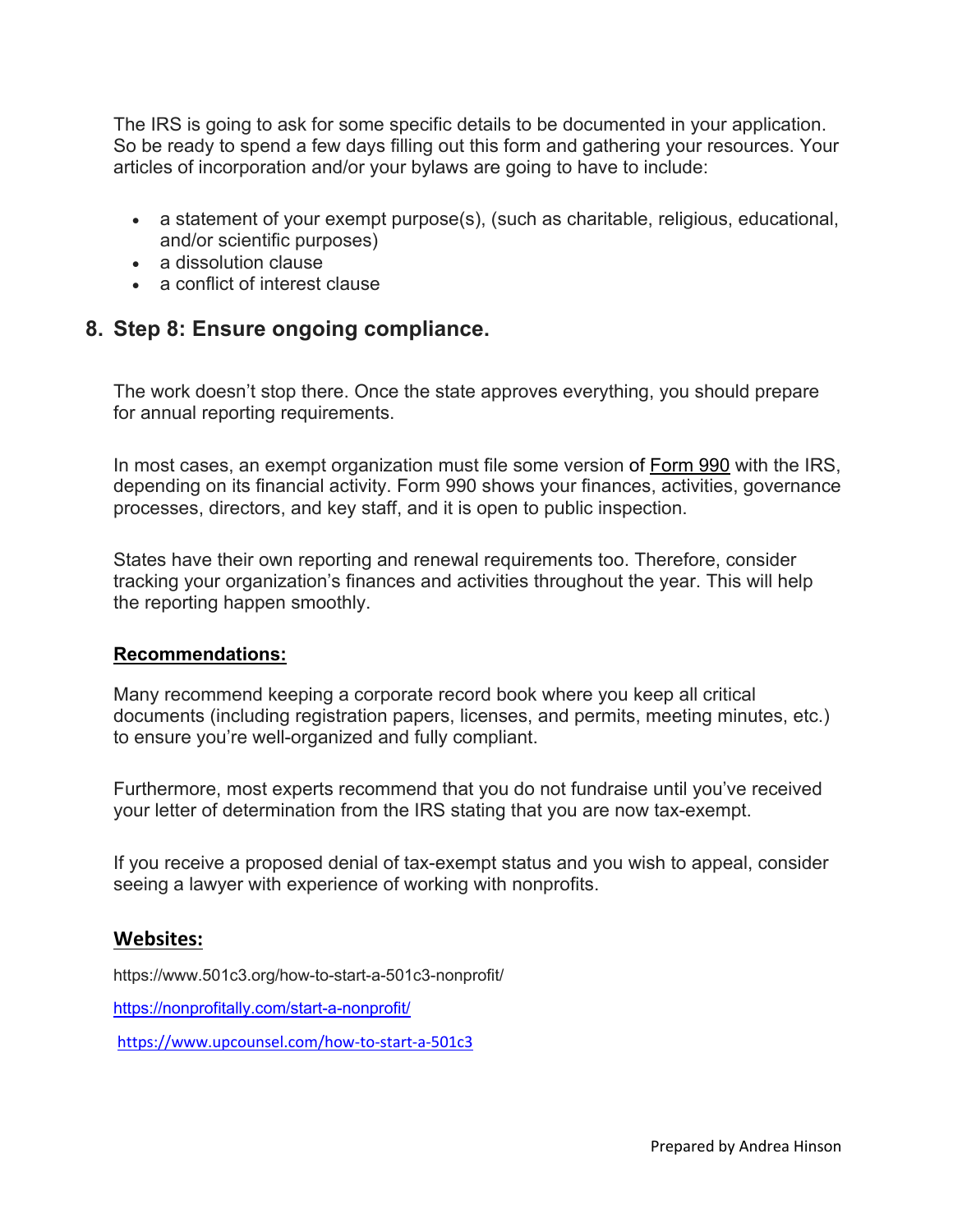The IRS is going to ask for some specific details to be documented in your application. So be ready to spend a few days filling out this form and gathering your resources. Your articles of incorporation and/or your bylaws are going to have to include:

- a statement of your exempt purpose(s), (such as charitable, religious, educational, and/or scientific purposes)
- a dissolution clause
- a conflict of interest clause

## 8. Step 8: Ensure ongoing compliance.

The work doesn't stop there. Once the state approves everything, you should prepare for annual reporting requirements.

In most cases, an exempt organization must file some version of Form 990 with the IRS, depending on its financial activity. Form 990 shows your finances, activities, governance processes, directors, and key staff, and it is open to public inspection.

States have their own reporting and renewal requirements too. Therefore, consider tracking your organization's finances and activities throughout the year. This will help the reporting happen smoothly.

**Recommendations:**

Many recommend keeping a corporate record book where you keep all critical documents (including registration papers, licenses, and permits, meeting minutes, etc.) to ensure you're well-organized and fully compliant.

Furthermore, most experts recommend that you do not fundraise until you've received your letter of determination from the IRS stating that you are now tax-exempt.

If you receive a proposed denial of tax-exempt status and you wish to appeal, consider seeing a lawyer with experience of working with nonprofits.

**Websites:**

https://www.501c3.org/how-to-start-a-501c3-nonprofit/

https://nonprofitally.com/start-a-nonprofit/

https://www.upcounsel.com/how-to-start-a-501c3

Prepared by Andrea Hinson